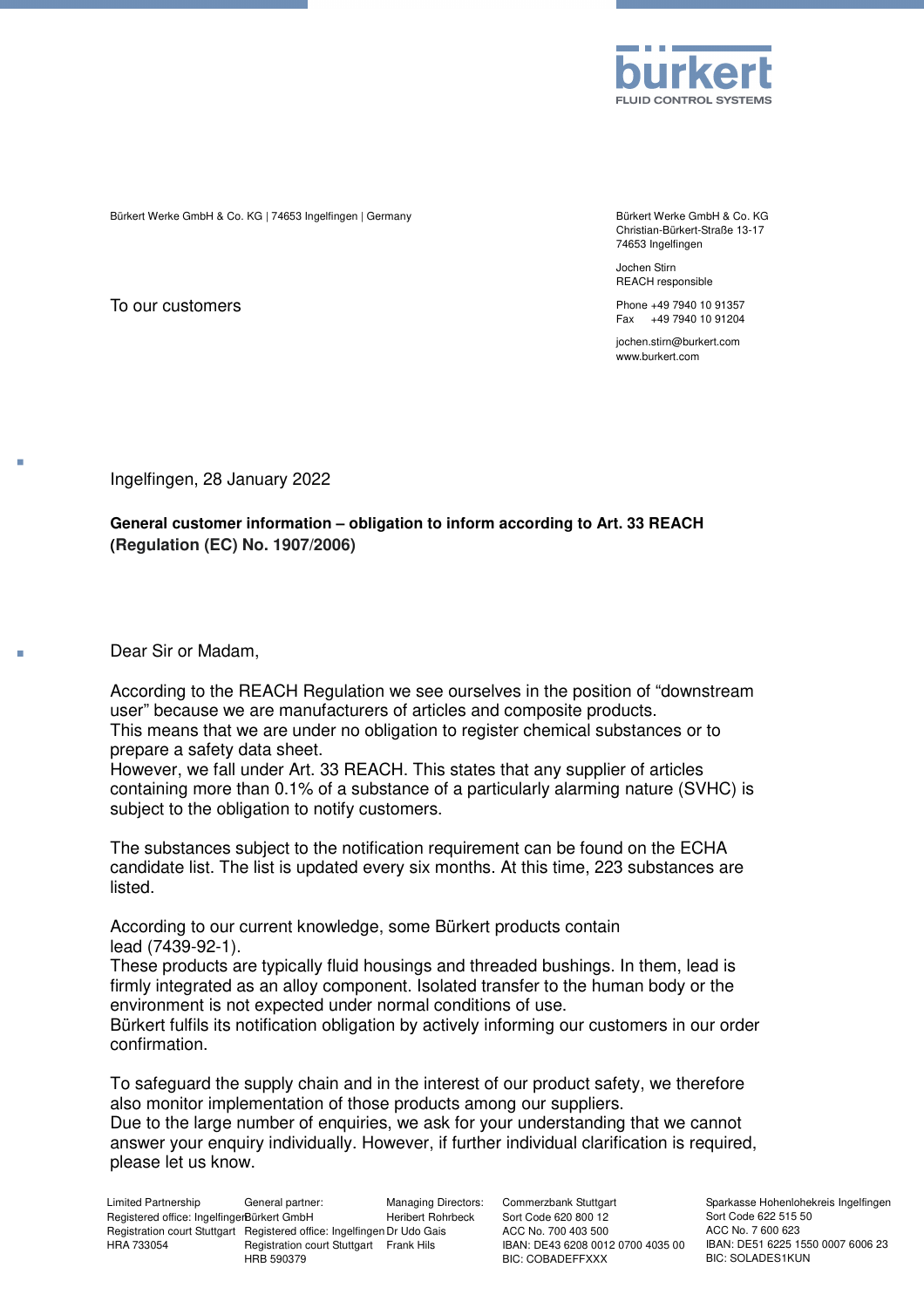bürkert
FLUID CONTROL SYSTEMS

Bürkert Werke GmbH & Co. KG | 74653 Ingelfingen | Germany

To our customers

Bürkert Werke GmbH & Co. KG
Christian-Bürkert-Straße 13-17
74653 Ingelfingen

Jochen Stirn
REACH responsible

Phone +49 7940 10 91357
Fax +49 7940 10 91204

jochen.stirn@burkert.com
www.burkert.com

Ingelfingen, 28 January 2022

**General customer information – obligation to inform according to Art. 33 REACH (Regulation (EC) No. 1907/2006)**

Dear Sir or Madam,

According to the REACH Regulation we see ourselves in the position of "downstream user" because we are manufacturers of articles and composite products.
This means that we are under no obligation to register chemical substances or to prepare a safety data sheet.
However, we fall under Art. 33 REACH. This states that any supplier of articles containing more than 0.1% of a substance of a particularly alarming nature (SVHC) is subject to the obligation to notify customers.

The substances subject to the notification requirement can be found on the ECHA candidate list. The list is updated every six months. At this time, 223 substances are listed.

According to our current knowledge, some Bürkert products contain lead (7439-92-1).
These products are typically fluid housings and threaded bushings. In them, lead is firmly integrated as an alloy component. Isolated transfer to the human body or the environment is not expected under normal conditions of use.
Bürkert fulfils its notification obligation by actively informing our customers in our order confirmation.

To safeguard the supply chain and in the interest of our product safety, we therefore also monitor implementation of those products among our suppliers.
Due to the large number of enquiries, we ask for your understanding that we cannot answer your enquiry individually. However, if further individual clarification is required, please let us know.

Limited Partnership
Registered office: Ingelfingen
Registration court Stuttgart
HRA 733054

General partner:
Bürkert GmbH
Registered office: Ingelfingen
Registration court Stuttgart
HRB 590379

Managing Directors:
Heribert Rohrbeck
Dr Udo Gais
Frank Hils

Commerzbank Stuttgart
Sort Code 620 800 12
ACC No. 700 403 500
IBAN: DE43 6208 0012 0700 4035 00
BIC: COBADEFFXXX

Sparkasse Hohenlohekreis Ingelfingen
Sort Code 622 515 50
ACC No. 7 600 623
IBAN: DE51 6225 1550 0007 6006 23
BIC: SOLADES1KUN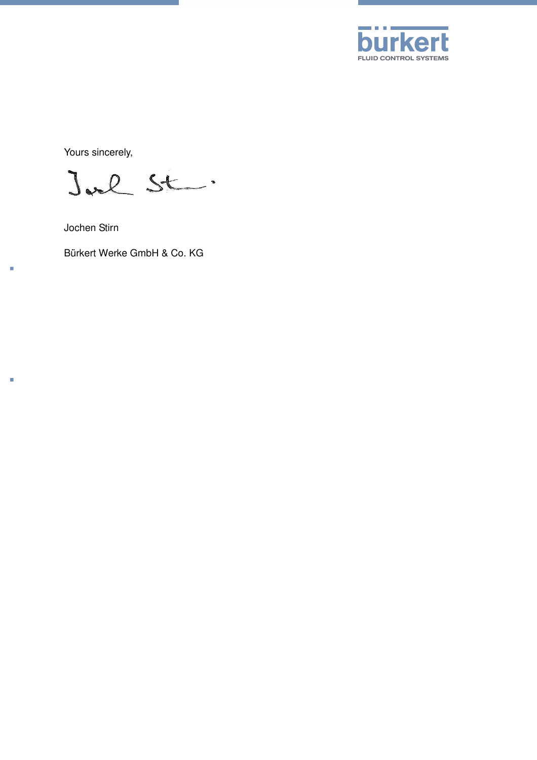Yours sincerely,

Jochen Stirn

Bürkert Werke GmbH & Co. KG